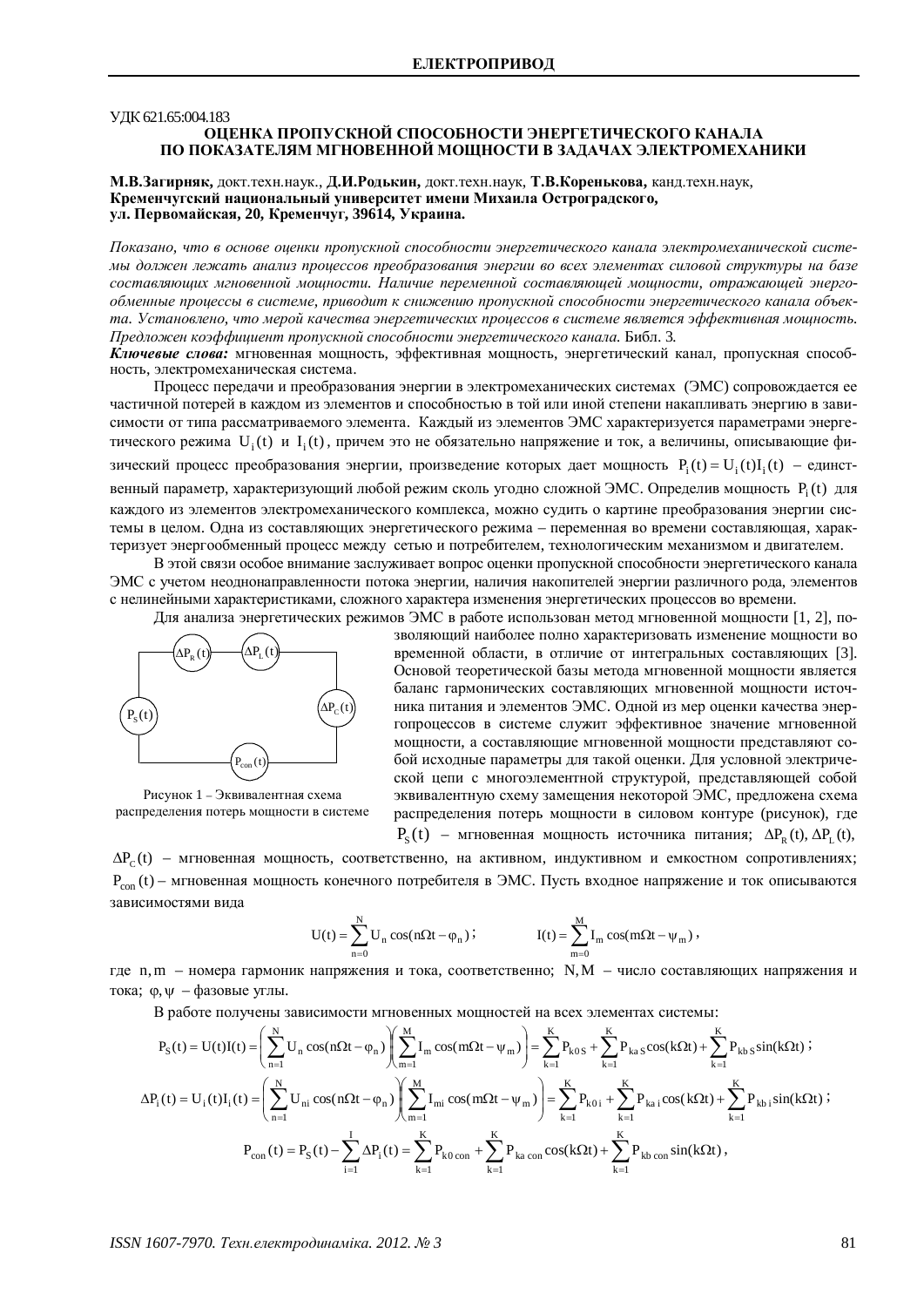УДК 621.65:004.183

# ОЦЕНКА ПРОПУСКНОЙ СПОСОБНОСТИ ЭНЕРГЕТИЧЕСКОГО КАНАЛА ПО ПОКАЗАТЕЛЯМ МГНОВЕННОЙ МОЩНОСТИ В ЗАДАЧАХ ЭЛЕКТРОМЕХАНИКИ

**М.В.Загирняк,** докт.техн.наук., **Д.И.Родькин,** докт.техн.наук, **Т.В.Коренькова,** канд.техн.наук,
**Кременчугский национальный университет имени Михаила Остроградского,**
**ул. Первомайская, 20, Кременчуг, 39614, Украина.**

*Показано, что в основе оценки пропускной способности энергетического канала электромеханической системы должен лежать анализ процессов преобразования энергии во всех элементах силовой структуры на базе составляющих мгновенной мощности. Наличие переменной составляющей мощности, отражающей энергообменные процессы в системе, приводит к снижению пропускной способности энергетического канала объекта. Установлено, что мерой качества энергетических процессов в системе является эффективная мощность. Предложен коэффициент пропускной способности энергетического канала.* Библ. 3.

***Ключевые слова:*** мгновенная мощность, эффективная мощность, энергетический канал, пропускная способность, электромеханическая система.

Процесс передачи и преобразования энергии в электромеханических системах (ЭМС) сопровождается ее частичной потерей в каждом из элементов и способностью в той или иной степени накапливать энергию в зависимости от типа рассматриваемого элемента. Каждый из элементов ЭМС характеризуется параметрами энергетического режима $U_i(t)$ и $I_i(t)$, причем это не обязательно напряжение и ток, а величины, описывающие физический процесс преобразования энергии, произведение которых дает мощность $P_i(t) = U_i(t)I_i(t)$ – единственный параметр, характеризующий любой режим сколь угодно сложной ЭМС. Определив мощность $P_i(t)$ для каждого из элементов электромеханического комплекса, можно судить о картине преобразования энергии системы в целом. Одна из составляющих энергетического режима – переменная во времени составляющая, характеризует энергообменный процесс между сетью и потребителем, технологическим механизмом и двигателем.

В этой связи особое внимание заслуживает вопрос оценки пропускной способности энергетического канала ЭМС с учетом неоднонаправленности потока энергии, наличия накопителей энергии различного рода, элементов с нелинейными характеристиками, сложного характера изменения энергетических процессов во времени.

Для анализа энергетических режимов ЭМС в работе использован метод мгновенной мощности [1, 2], позволяющий наиболее полно характеризовать изменение мощности во временной области, в отличие от интегральных составляющих [3]. Основой теоретической базы метода мгновенной мощности является баланс гармонических составляющих мгновенной мощности источника питания и элементов ЭМС. Одной из мер оценки качества энергопроцессов в системе служит эффективное значение мгновенной мощности, а составляющие мгновенной мощности представляют собой исходные параметры для такой оценки. Для условной электрической цепи с многоэлементной структурой, представляющей собой эквивалентную схему замещения некоторой ЭМС, предложена схема распределения потерь мощности в силовом контуре (рисунок), где $P_S(t)$ – мгновенная мощность источника питания; $\Delta P_R(t), \Delta P_L(t), \Delta P_C(t)$ – мгновенная мощность, соответственно, на активном, индуктивном и емкостном сопротивлениях; $P_{con}(t)$ – мгновенная мощность конечного потребителя в ЭМС. Пусть входное напряжение и ток описываются зависимостями вида

Рисунок 1 – Эквивалентная схема распределения потерь мощности в системе

$$U(t) = \sum_{n=0}^{N} U_n \cos(n\Omega t - \varphi_n); \qquad I(t) = \sum_{m=0}^{M} I_m \cos(m\Omega t - \psi_m),$$

где $n, m$ – номера гармоник напряжения и тока, соответственно; $N, M$ – число составляющих напряжения и тока; $\varphi, \psi$ – фазовые углы.

В работе получены зависимости мгновенных мощностей на всех элементах системы:

$$P_S(t) = U(t)I(t) = \left(\sum_{n=1}^{N} U_n \cos(n\Omega t - \varphi_n)\right)\left(\sum_{m=1}^{M} I_m \cos(m\Omega t - \psi_m)\right) = \sum_{k=1}^{K} P_{k0\,S} + \sum_{k=1}^{K} P_{ka\,S}\cos(k\Omega t) + \sum_{k=1}^{K} P_{kb\,S}\sin(k\Omega t);$$

$$\Delta P_i(t) = U_i(t)I_i(t) = \left(\sum_{n=1}^{N} U_{ni} \cos(n\Omega t - \varphi_n)\right)\left(\sum_{m=1}^{M} I_{mi} \cos(m\Omega t - \psi_m)\right) = \sum_{k=1}^{K} P_{k0\,i} + \sum_{k=1}^{K} P_{ka\,i}\cos(k\Omega t) + \sum_{k=1}^{K} P_{kb\,i}\sin(k\Omega t);$$

$$P_{con}(t) = P_S(t) - \sum_{i=1}^{I} \Delta P_i(t) = \sum_{k=1}^{K} P_{k0\,con} + \sum_{k=1}^{K} P_{ka\,con}\cos(k\Omega t) + \sum_{k=1}^{K} P_{kb\,con}\sin(k\Omega t),$$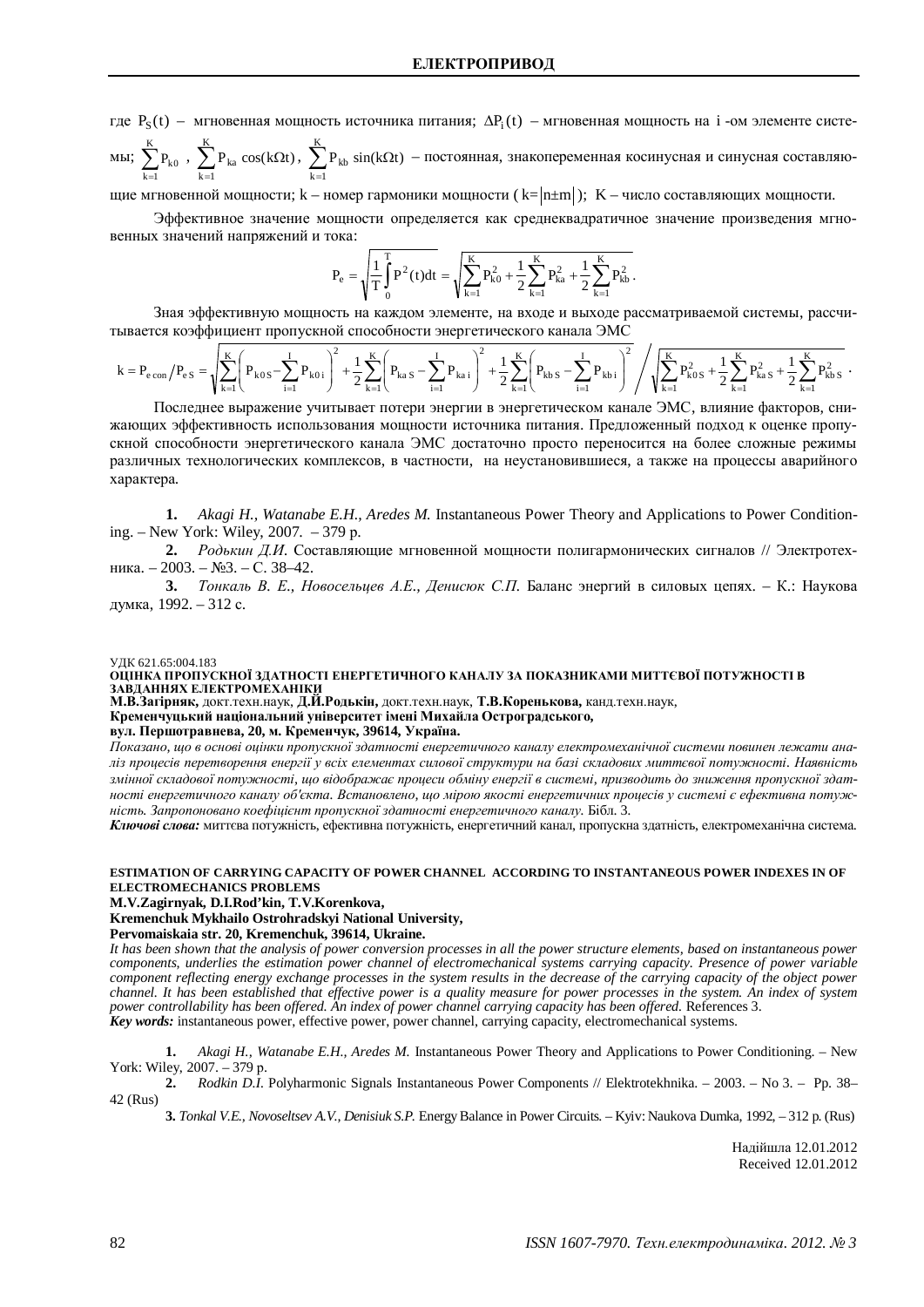где $P_S(t)$ – мгновенная мощность источника питания; $\Delta P_i(t)$ – мгновенная мощность на $i$ -ом элементе системы; $\sum_{k=1}^{K} P_{k0}$ , $\sum_{k=1}^{K} P_{ka}\cos(k\Omega t)$, $\sum_{k=1}^{K} P_{kb}\sin(k\Omega t)$ – постоянная, знакопеременная косинусная и синусная составляющие мгновенной мощности; $k$ – номер гармоники мощности ( $k=|n\pm m|$ ); $K$ – число составляющих мощности.

Эффективное значение мощности определяется как среднеквадратичное значение произведения мгновенных значений напряжений и тока:

$$P_e = \sqrt{\frac{1}{T}\int_0^T P^2(t)dt} = \sqrt{\sum_{k=1}^{K} P_{k0}^2 + \frac{1}{2}\sum_{k=1}^{K} P_{ka}^2 + \frac{1}{2}\sum_{k=1}^{K} P_{kb}^2}.$$

Зная эффективную мощность на каждом элементе, на входе и выходе рассматриваемой системы, рассчитывается коэффициент пропускной способности энергетического канала ЭМС

$$k = P_{e\,con}/P_{e\,S} = \sqrt{\sum_{k=1}^{K}\left(P_{k0\,S} - \sum_{i=1}^{I} P_{k0\,i}\right)^2 + \frac{1}{2}\sum_{k=1}^{K}\left(P_{ka\,S} - \sum_{i=1}^{I} P_{ka\,i}\right)^2 + \frac{1}{2}\sum_{k=1}^{K}\left(P_{kb\,S} - \sum_{i=1}^{I} P_{kb\,i}\right)^2} \Bigg/ \sqrt{\sum_{k=1}^{K} P_{k0\,S}^2 + \frac{1}{2}\sum_{k=1}^{K} P_{ka\,S}^2 + \frac{1}{2}\sum_{k=1}^{K} P_{kb\,S}^2}.$$

Последнее выражение учитывает потери энергии в энергетическом канале ЭМС, влияние факторов, снижающих эффективность использования мощности источника питания. Предложенный подход к оценке пропускной способности энергетического канала ЭМС достаточно просто переносится на более сложные режимы различных технологических комплексов, в частности, на неустановившиеся, а также на процессы аварийного характера.

**1.** *Akagi H., Watanabe E.H., Aredes M.* Instantaneous Power Theory and Applications to Power Conditioning. – New York: Wiley, 2007. – 379 p.

**2.** *Родькин Д.И.* Составляющие мгновенной мощности полигармонических сигналов // Электротехника. – 2003. – №3. – С. 38–42.

**3.** *Тонкаль В. Е., Новосельцев А.Е., Денисюк С.П.* Баланс энергий в силовых цепях. – К.: Наукова думка, 1992. – 312 с.

УДК 621.65:004.183

**ОЦІНКА ПРОПУСКНОЇ ЗДАТНОСТІ ЕНЕРГЕТИЧНОГО КАНАЛУ ЗА ПОКАЗНИКАМИ МИТТЄВОЇ ПОТУЖНОСТІ В ЗАВДАННЯХ ЕЛЕКТРОМЕХАНІКИ**

**М.В.Загірняк,** докт.техн.наук, **Д.Й.Родькін,** докт.техн.наук, **Т.В.Кореренькова,** канд.техн.наук,
**Кременчуцький національний університет імені Михайла Остроградського,**
**вул. Першотравнева, 20, м. Кременчук, 39614, Україна.**

*Показано, що в основі оцінки пропускної здатності енергетичного каналу електромеханічної системи повинен лежати аналіз процесів перетворення енергії у всіх елементах силової структури на базі складових миттєвої потужності. Наявність змінної складової потужності, що відображає процеси обміну енергії в системі, призводить до зниження пропускної здатності енергетичного каналу об'єкта. Встановлено, що мірою якості енергетичних процесів у системі є ефективна потужність. Запропоновано коефіцієнт пропускної здатності енергетичного каналу.* Бібл. 3.

***Ключові слова:*** миттєва потужність, ефективна потужність, енергетичний канал, пропускна здатність, електромеханічна система.

**ESTIMATION OF CARRYING CAPACITY OF POWER CHANNEL ACCORDING TO INSTANTANEOUS POWER INDEXES IN OF ELECTROMECHANICS PROBLEMS**

**M.V.Zagirnyak, D.I.Rod'kin, T.V.Korenkova,**
**Kremenchuk Mykhailo Ostrohradskyi National University,**
**Pervomaiskaia str. 20, Kremenchuk, 39614, Ukraine.**

*It has been shown that the analysis of power conversion processes in all the power structure elements, based on instantaneous power components, underlies the estimation power channel of electromechanical systems carrying capacity. Presence of power variable component reflecting energy exchange processes in the system results in the decrease of the carrying capacity of the object power channel. It has been established that effective power is a quality measure for power processes in the system. An index of system power controllability has been offered. An index of power channel carrying capacity has been offered.* References 3.

***Key words:*** instantaneous power, effective power, power channel, carrying capacity, electromechanical systems.

**1.** *Akagi H., Watanabe E.H., Aredes M.* Instantaneous Power Theory and Applications to Power Conditioning. – New York: Wiley, 2007. – 379 p.

**2.** *Rodkin D.I.* Polyharmonic Signals Instantaneous Power Components // Elektrotekhnika. – 2003. – No 3. – Pp. 38–42 (Rus)

**3.** *Tonkal V.E., Novoseltsev A.V., Denisiuk S.P.* Energy Balance in Power Circuits. – Kyiv: Naukova Dumka, 1992, – 312 p. (Rus)

Надійшла 12.01.2012
Received 12.01.2012